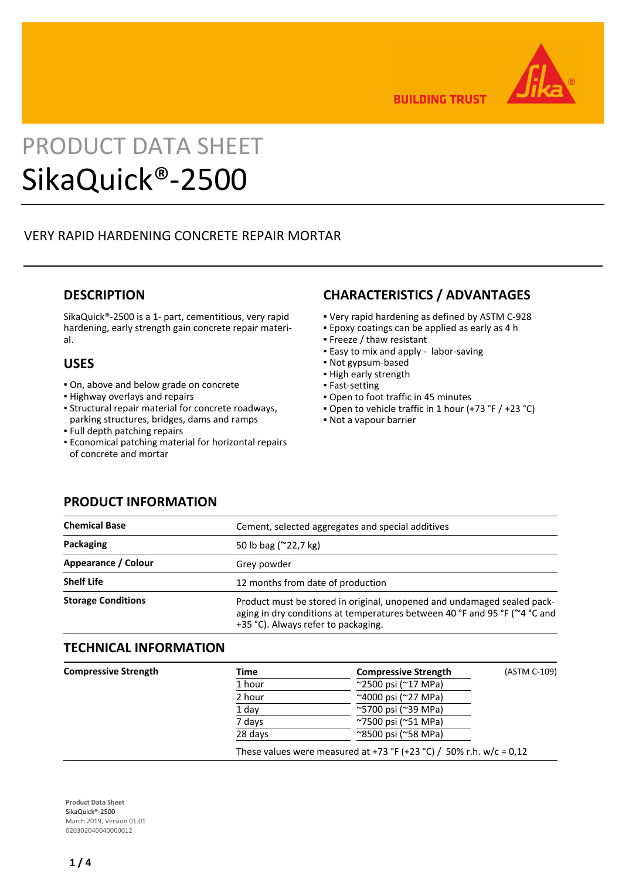BUILDING TRUST

PRODUCT DATA SHEET

# SikaQuick®-2500

VERY RAPID HARDENING CONCRETE REPAIR MORTAR

## DESCRIPTION

SikaQuick®-2500 is a 1- part, cementitious, very rapid hardening, early strength gain concrete repair material.

## USES

- On, above and below grade on concrete
- Highway overlays and repairs
- Structural repair material for concrete roadways, parking structures, bridges, dams and ramps
- Full depth patching repairs
- Economical patching material for horizontal repairs of concrete and mortar

## CHARACTERISTICS / ADVANTAGES

- Very rapid hardening as defined by ASTM C-928
- Epoxy coatings can be applied as early as 4 h
- Freeze / thaw resistant
- Easy to mix and apply - labor-saving
- Not gypsum-based
- High early strength
- Fast-setting
- Open to foot traffic in 45 minutes
- Open to vehicle traffic in 1 hour (+73 °F / +23 °C)
- Not a vapour barrier

## PRODUCT INFORMATION

| | |
|---|---|
| **Chemical Base** | Cement, selected aggregates and special additives |
| **Packaging** | 50 lb bag (~22,7 kg) |
| **Appearance / Colour** | Grey powder |
| **Shelf Life** | 12 months from date of production |
| **Storage Conditions** | Product must be stored in original, unopened and undamaged sealed packaging in dry conditions at temperatures between 40 °F and 95 °F (~4 °C and +35 °C). Always refer to packaging. |

## TECHNICAL INFORMATION

**Compressive Strength** (ASTM C-109)

| Time | Compressive Strength |
|---|---|
| 1 hour | ~2500 psi (~17 MPa) |
| 2 hour | ~4000 psi (~27 MPa) |
| 1 day | ~5700 psi (~39 MPa) |
| 7 days | ~7500 psi (~51 MPa) |
| 28 days | ~8500 psi (~58 MPa) |

These values were measured at +73 °F (+23 °C) / 50% r.h. w/c = 0,12

**Product Data Sheet**
SikaQuick®-2500
March 2019, Version 01.01
020302040040000012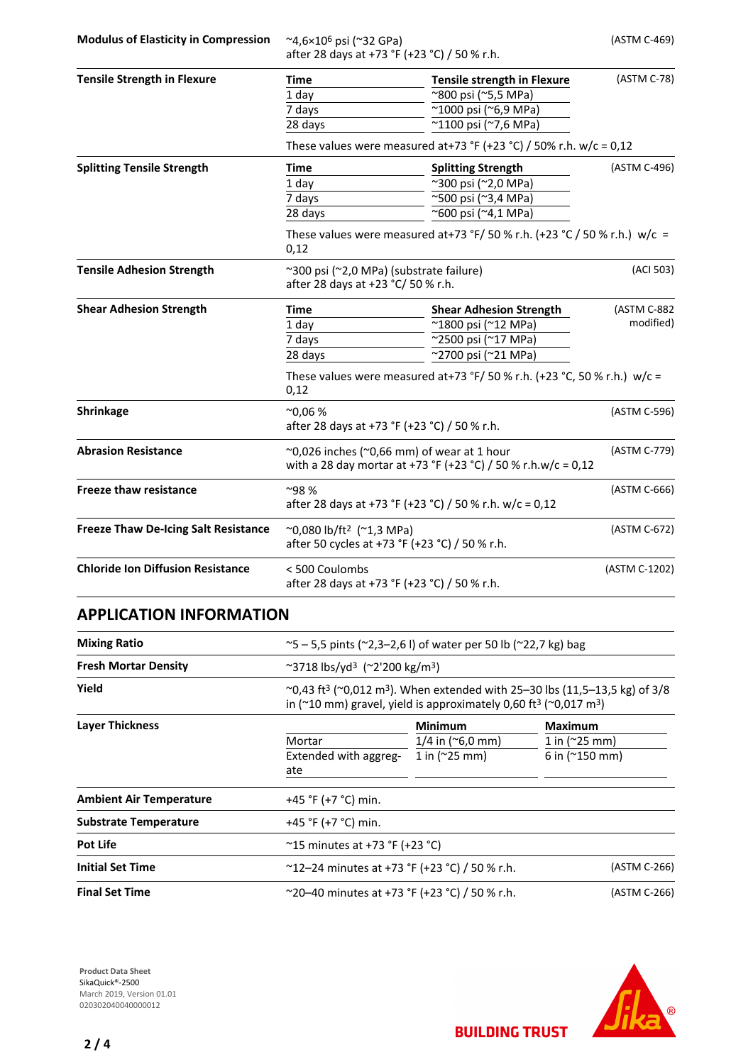| | | |
|---|---|---|
| **Modulus of Elasticity in Compression** | ~4,6×10[6] psi (~32 GPa)<br>after 28 days at +73 °F (+23 °C) / 50 % r.h. | (ASTM C-469) |

**Tensile Strength in Flexure** (ASTM C-78)

| Time | Tensile strength in Flexure |
|---|---|
| 1 day | ~800 psi (~5,5 MPa) |
| 7 days | ~1000 psi (~6,9 MPa) |
| 28 days | ~1100 psi (~7,6 MPa) |

These values were measured at+73 °F (+23 °C) / 50% r.h. w/c = 0,12

**Splitting Tensile Strength** (ASTM C-496)

| Time | Splitting Strength |
|---|---|
| 1 day | ~300 psi (~2,0 MPa) |
| 7 days | ~500 psi (~3,4 MPa) |
| 28 days | ~600 psi (~4,1 MPa) |

These values were measured at+73 °F/ 50 % r.h. (+23 °C / 50 % r.h.) w/c = 0,12

| | | |
|---|---|---|
| **Tensile Adhesion Strength** | ~300 psi (~2,0 MPa) (substrate failure)<br>after 28 days at +23 °C/ 50 % r.h. | (ACI 503) |

**Shear Adhesion Strength** (ASTM C-882 modified)

| Time | Shear Adhesion Strength |
|---|---|
| 1 day | ~1800 psi (~12 MPa) |
| 7 days | ~2500 psi (~17 MPa) |
| 28 days | ~2700 psi (~21 MPa) |

These values were measured at+73 °F/ 50 % r.h. (+23 °C, 50 % r.h.) w/c = 0,12

| | | |
|---|---|---|
| **Shrinkage** | ~0,06 %<br>after 28 days at +73 °F (+23 °C) / 50 % r.h. | (ASTM C-596) |
| **Abrasion Resistance** | ~0,026 inches (~0,66 mm) of wear at 1 hour<br>with a 28 day mortar at +73 °F (+23 °C) / 50 % r.h.w/c = 0,12 | (ASTM C-779) |
| **Freeze thaw resistance** | ~98 %<br>after 28 days at +73 °F (+23 °C) / 50 % r.h. w/c = 0,12 | (ASTM C-666) |
| **Freeze Thaw De-Icing Salt Resistance** | ~0,080 lb/ft² (~1,3 MPa)<br>after 50 cycles at +73 °F (+23 °C) / 50 % r.h. | (ASTM C-672) |
| **Chloride Ion Diffusion Resistance** | < 500 Coulombs<br>after 28 days at +73 °F (+23 °C) / 50 % r.h. | (ASTM C-1202) |

## APPLICATION INFORMATION

| | | |
|---|---|---|
| **Mixing Ratio** | ~5 – 5,5 pints (~2,3–2,6 l) of water per 50 lb (~22,7 kg) bag | |
| **Fresh Mortar Density** | ~3718 lbs/yd³ (~2'200 kg/m³) | |
| **Yield** | ~0,43 ft³ (~0,012 m³). When extended with 25–30 lbs (11,5–13,5 kg) of 3/8 in (~10 mm) gravel, yield is approximately 0,60 ft³ (~0,017 m³) | |

**Layer Thickness**

| | Minimum | Maximum |
|---|---|---|
| Mortar | 1/4 in (~6,0 mm) | 1 in (~25 mm) |
| Extended with aggregate | 1 in (~25 mm) | 6 in (~150 mm) |

| | | |
|---|---|---|
| **Ambient Air Temperature** | +45 °F (+7 °C) min. | |
| **Substrate Temperature** | +45 °F (+7 °C) min. | |
| **Pot Life** | ~15 minutes at +73 °F (+23 °C) | |
| **Initial Set Time** | ~12–24 minutes at +73 °F (+23 °C) / 50 % r.h. | (ASTM C-266) |
| **Final Set Time** | ~20–40 minutes at +73 °F (+23 °C) / 50 % r.h. | (ASTM C-266) |

**Product Data Sheet**
SikaQuick®-2500
March 2019, Version 01.01
020302040040000012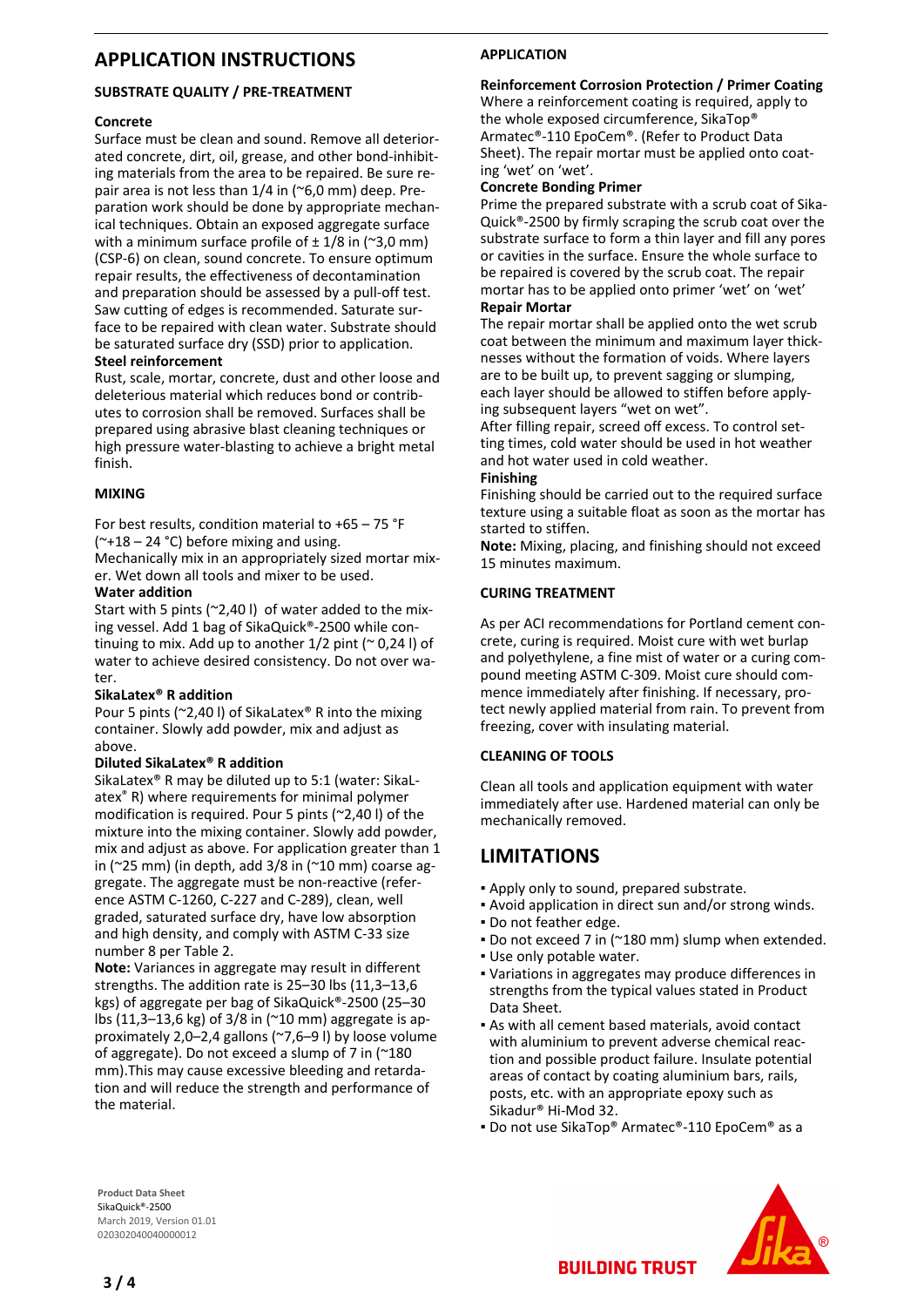# APPLICATION INSTRUCTIONS

## SUBSTRATE QUALITY / PRE-TREATMENT

**Concrete**

Surface must be clean and sound. Remove all deteriorated concrete, dirt, oil, grease, and other bond-inhibiting materials from the area to be repaired. Be sure repair area is not less than 1/4 in (~6,0 mm) deep. Preparation work should be done by appropriate mechanical techniques. Obtain an exposed aggregate surface with a minimum surface profile of ± 1/8 in (~3,0 mm) (CSP-6) on clean, sound concrete. To ensure optimum repair results, the effectiveness of decontamination and preparation should be assessed by a pull-off test. Saw cutting of edges is recommended. Saturate surface to be repaired with clean water. Substrate should be saturated surface dry (SSD) prior to application.

**Steel reinforcement**

Rust, scale, mortar, concrete, dust and other loose and deleterious material which reduces bond or contributes to corrosion shall be removed. Surfaces shall be prepared using abrasive blast cleaning techniques or high pressure water-blasting to achieve a bright metal finish.

## MIXING

For best results, condition material to +65 – 75 °F (~+18 – 24 °C) before mixing and using.
Mechanically mix in an appropriately sized mortar mixer. Wet down all tools and mixer to be used.

**Water addition**

Start with 5 pints (~2,40 l) of water added to the mixing vessel. Add 1 bag of SikaQuick®-2500 while continuing to mix. Add up to another 1/2 pint (~ 0,24 l) of water to achieve desired consistency. Do not over water.

**SikaLatex® R addition**

Pour 5 pints (~2,40 l) of SikaLatex® R into the mixing container. Slowly add powder, mix and adjust as above.

**Diluted SikaLatex® R addition**

SikaLatex® R may be diluted up to 5:1 (water: SikaLatex® R) where requirements for minimal polymer modification is required. Pour 5 pints (~2,40 l) of the mixture into the mixing container. Slowly add powder, mix and adjust as above. For application greater than 1 in (~25 mm) (in depth, add 3/8 in (~10 mm) coarse aggregate. The aggregate must be non-reactive (reference ASTM C-1260, C-227 and C-289), clean, well graded, saturated surface dry, have low absorption and high density, and comply with ASTM C-33 size number 8 per Table 2.

**Note:** Variances in aggregate may result in different strengths. The addition rate is 25–30 lbs (11,3–13,6 kgs) of aggregate per bag of SikaQuick®-2500 (25–30 lbs (11,3–13,6 kg) of 3/8 in (~10 mm) aggregate is approximately 2,0–2,4 gallons (~7,6–9 l) by loose volume of aggregate). Do not exceed a slump of 7 in (~180 mm).This may cause excessive bleeding and retardation and will reduce the strength and performance of the material.

## APPLICATION

**Reinforcement Corrosion Protection / Primer Coating**

Where a reinforcement coating is required, apply to the whole exposed circumference, SikaTop® Armatec®-110 EpoCem®. (Refer to Product Data Sheet). The repair mortar must be applied onto coating 'wet' on 'wet'.

**Concrete Bonding Primer**

Prime the prepared substrate with a scrub coat of SikaQuick®-2500 by firmly scraping the scrub coat over the substrate surface to form a thin layer and fill any pores or cavities in the surface. Ensure the whole surface to be repaired is covered by the scrub coat. The repair mortar has to be applied onto primer 'wet' on 'wet'

**Repair Mortar**

The repair mortar shall be applied onto the wet scrub coat between the minimum and maximum layer thicknesses without the formation of voids. Where layers are to be built up, to prevent sagging or slumping, each layer should be allowed to stiffen before applying subsequent layers "wet on wet".
After filling repair, screed off excess. To control setting times, cold water should be used in hot weather and hot water used in cold weather.

**Finishing**

Finishing should be carried out to the required surface texture using a suitable float as soon as the mortar has started to stiffen.

**Note:** Mixing, placing, and finishing should not exceed 15 minutes maximum.

## CURING TREATMENT

As per ACI recommendations for Portland cement concrete, curing is required. Moist cure with wet burlap and polyethylene, a fine mist of water or a curing compound meeting ASTM C-309. Moist cure should commence immediately after finishing. If necessary, protect newly applied material from rain. To prevent from freezing, cover with insulating material.

## CLEANING OF TOOLS

Clean all tools and application equipment with water immediately after use. Hardened material can only be mechanically removed.

# LIMITATIONS

- Apply only to sound, prepared substrate.
- Avoid application in direct sun and/or strong winds.
- Do not feather edge.
- Do not exceed 7 in (~180 mm) slump when extended.
- Use only potable water.
- Variations in aggregates may produce differences in strengths from the typical values stated in Product Data Sheet.
- As with all cement based materials, avoid contact with aluminium to prevent adverse chemical reaction and possible product failure. Insulate potential areas of contact by coating aluminium bars, rails, posts, etc. with an appropriate epoxy such as Sikadur® Hi-Mod 32.
- Do not use SikaTop® Armatec®-110 EpoCem® as a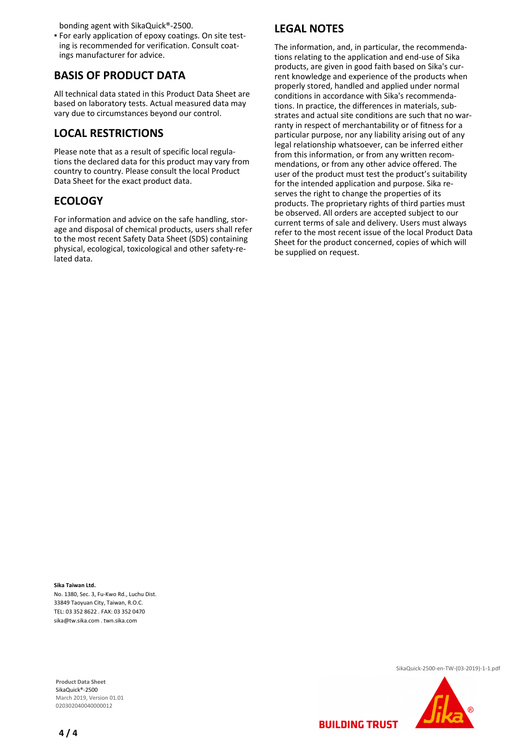bonding agent with SikaQuick®-2500.

- For early application of epoxy coatings. On site testing is recommended for verification. Consult coatings manufacturer for advice.

## BASIS OF PRODUCT DATA

All technical data stated in this Product Data Sheet are based on laboratory tests. Actual measured data may vary due to circumstances beyond our control.

## LOCAL RESTRICTIONS

Please note that as a result of specific local regulations the declared data for this product may vary from country to country. Please consult the local Product Data Sheet for the exact product data.

## ECOLOGY

For information and advice on the safe handling, storage and disposal of chemical products, users shall refer to the most recent Safety Data Sheet (SDS) containing physical, ecological, toxicological and other safety-related data.

## LEGAL NOTES

The information, and, in particular, the recommendations relating to the application and end-use of Sika products, are given in good faith based on Sika's current knowledge and experience of the products when properly stored, handled and applied under normal conditions in accordance with Sika's recommendations. In practice, the differences in materials, substrates and actual site conditions are such that no warranty in respect of merchantability or of fitness for a particular purpose, nor any liability arising out of any legal relationship whatsoever, can be inferred either from this information, or from any written recommendations, or from any other advice offered. The user of the product must test the product's suitability for the intended application and purpose. Sika reserves the right to change the properties of its products. The proprietary rights of third parties must be observed. All orders are accepted subject to our current terms of sale and delivery. Users must always refer to the most recent issue of the local Product Data Sheet for the product concerned, copies of which will be supplied on request.

**Sika Taiwan Ltd.**
No. 1380, Sec. 3, Fu-Kwo Rd., Luchu Dist.
33849 Taoyuan City, Taiwan, R.O.C.
TEL: 03 352 8622 . FAX: 03 352 0470
sika@tw.sika.com . twn.sika.com

SikaQuick-2500-en-TW-(03-2019)-1-1.pdf

**Product Data Sheet**
SikaQuick®-2500
March 2019, Version 01.01
020302040040000012

**BUILDING TRUST**